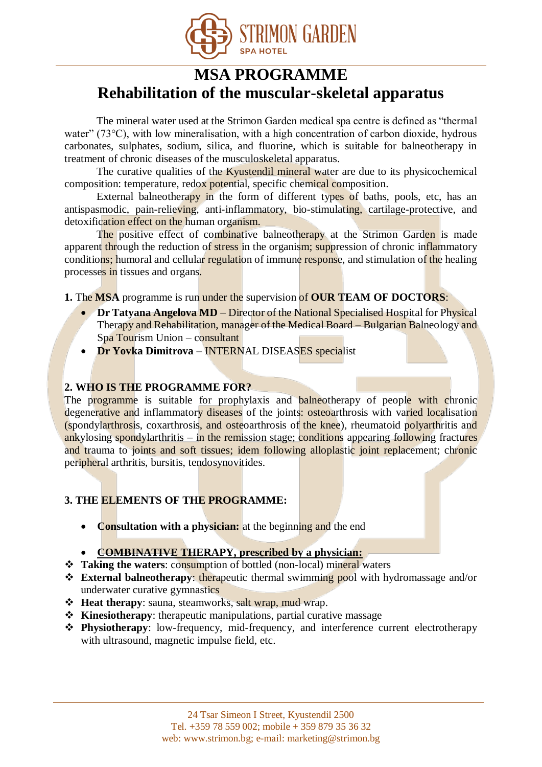# MSA PROGRAMME

## Rehabilitation of the muscular-skeletal apparatus

The mineral water used at the Strimon Garden medical spa centre is defined as "thermal water" (73°C), with low mineralisation, with a high concentration of carbon dioxide, hydrous carbonates, sulphates, sodium, silica, and fluorine, which is suitable for balneotherapy in treatment of chronic diseases of the musculoskeletal apparatus.

The curative qualities of the Kyustendil mineral water are due to its physicochemical composition: temperature, redox potential, specific chemical composition.

External balneotherapy in the form of different types of baths, pools, etc, has an antispasmodic, pain-relieving, anti-inflammatory, bio-stimulating, cartilage-protective, and detoxification effect on the human organism.

The positive effect of combinative balneotherapy at the Strimon Garden is made apparent through the reduction of stress in the organism; suppression of chronic inflammatory conditions; humoral and cellular regulation of immune response, and stimulation of the healing processes in tissues and organs.

**1.** The **MSA** programme is run under the supervision of **OUR TEAM OF DOCTORS**:

- **Dr Tatyana Angelova MD** – Director of the National Specialised Hospital for Physical Therapy and Rehabilitation, manager of the Medical Board – Bulgarian Balneology and Spa Tourism Union – consultant
- **Dr Yovka Dimitrova** – INTERNAL DISEASES specialist

**2. WHO IS THE PROGRAMME FOR?**

The programme is suitable for prophylaxis and balneotherapy of people with chronic degenerative and inflammatory diseases of the joints: osteoarthrosis with varied localisation (spondylarthrosis, coxarthrosis, and osteoarthrosis of the knee), rheumatoid polyarthritis and ankylosing spondylarthritis – in the remission stage; conditions appearing following fractures and trauma to joints and soft tissues; idem following alloplastic joint replacement; chronic peripheral arthritis, bursitis, tendosynovitides.

**3. THE ELEMENTS OF THE PROGRAMME:**

- **Consultation with a physician:** at the beginning and the end
- **COMBINATIVE THERAPY, prescribed by a physician:**

❖ **Taking the waters**: consumption of bottled (non-local) mineral waters
❖ **External balneotherapy**: therapeutic thermal swimming pool with hydromassage and/or underwater curative gymnastics
❖ **Heat therapy**: sauna, steamworks, salt wrap, mud wrap.
❖ **Kinesiotherapy**: therapeutic manipulations, partial curative massage
❖ **Physiotherapy**: low-frequency, mid-frequency, and interference current electrotherapy with ultrasound, magnetic impulse field, etc.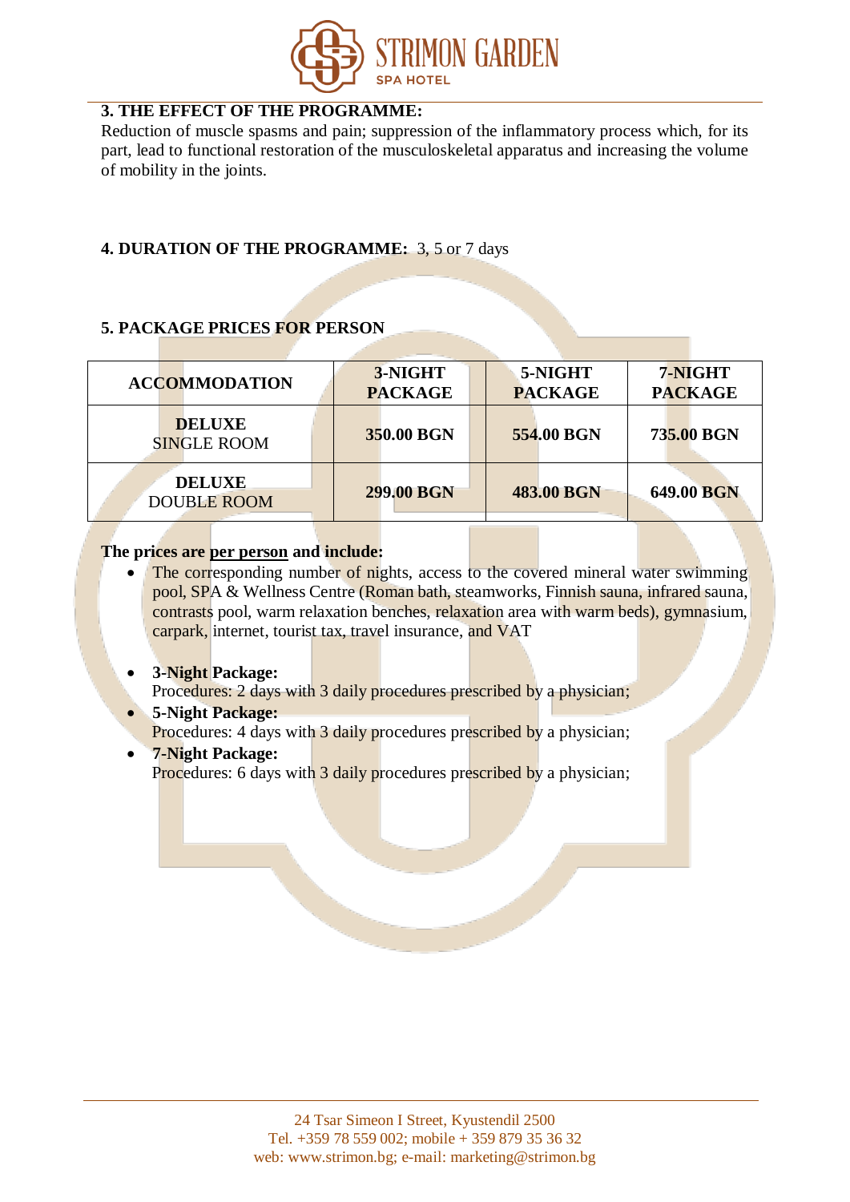### 3. THE EFFECT OF THE PROGRAMME:

Reduction of muscle spasms and pain; suppression of the inflammatory process which, for its part, lead to functional restoration of the musculoskeletal apparatus and increasing the volume of mobility in the joints.

### 4. DURATION OF THE PROGRAMME: 3, 5 or 7 days

### 5. PACKAGE PRICES FOR PERSON

| ACCOMMODATION | 3-NIGHT PACKAGE | 5-NIGHT PACKAGE | 7-NIGHT PACKAGE |
|---|---|---|---|
| **DELUXE** SINGLE ROOM | **350.00 BGN** | **554.00 BGN** | **735.00 BGN** |
| **DELUXE** DOUBLE ROOM | **299.00 BGN** | **483.00 BGN** | **649.00 BGN** |

**The prices are per person and include:**

- The corresponding number of nights, access to the covered mineral water swimming pool, SPA & Wellness Centre (Roman bath, steamworks, Finnish sauna, infrared sauna, contrasts pool, warm relaxation benches, relaxation area with warm beds), gymnasium, carpark, internet, tourist tax, travel insurance, and VAT
- **3-Night Package:**
  Procedures: 2 days with 3 daily procedures prescribed by a physician;
- **5-Night Package:**
  Procedures: 4 days with 3 daily procedures prescribed by a physician;
- **7-Night Package:**
  Procedures: 6 days with 3 daily procedures prescribed by a physician;